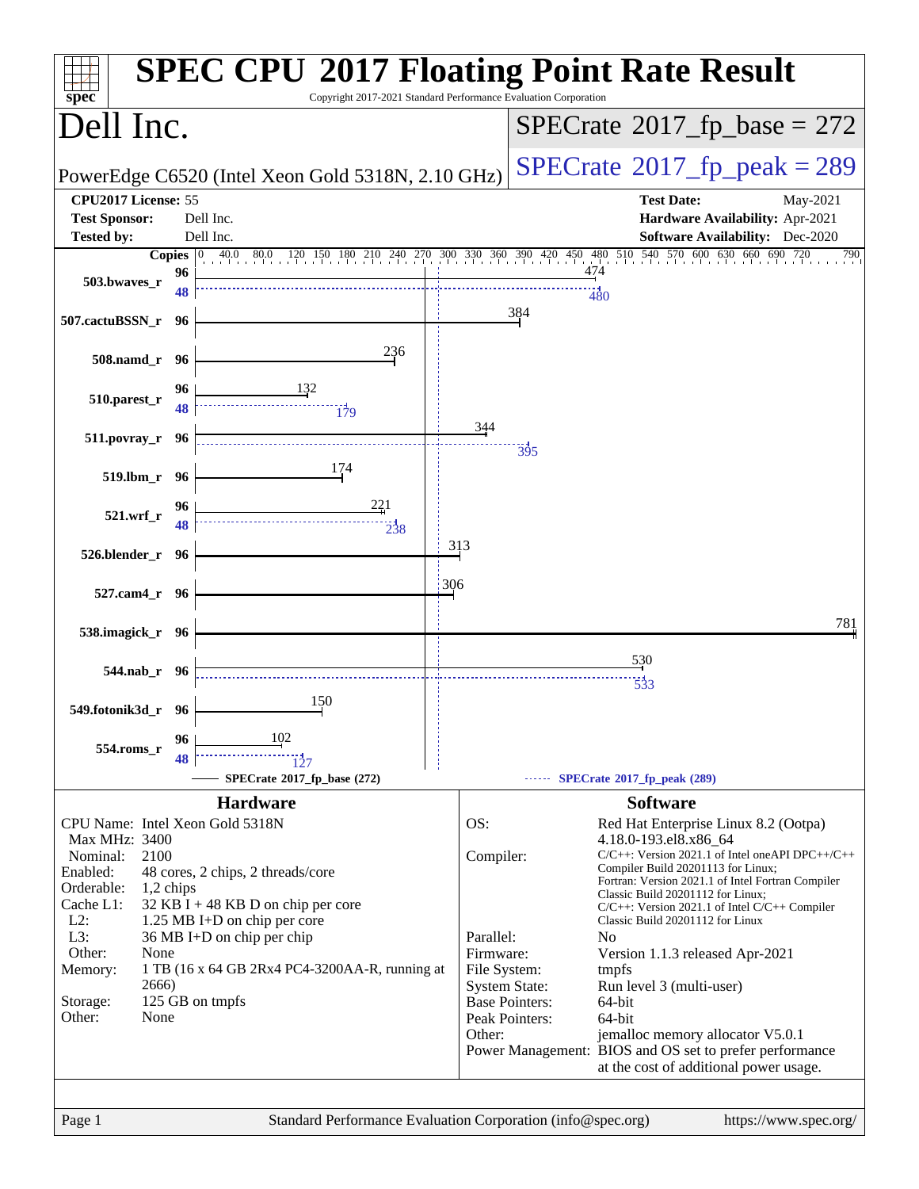# SPEC CPU 2017 Floating Point Rate Result

Copyright 2017-2021 Standard Performance Evaluation Corporation

## Dell Inc.

PowerEdge C6520 (Intel Xeon Gold 5318N, 2.10 GHz)

**SPECrate 2017_fp_base = 272**

**SPECrate 2017_fp_peak = 289**

| | | | |
|---|---|---|---|
| **CPU2017 License:** | 55 | **Test Date:** | May-2021 |
| **Test Sponsor:** | Dell Inc. | **Hardware Availability:** | Apr-2021 |
| **Tested by:** | Dell Inc. | **Software Availability:** | Dec-2020 |

| Benchmark | Copies (base) | Base | Copies (peak) | Peak |
|---|---|---|---|---|
| 503.bwaves_r | 96 | 474 | 48 | 480 |
| 507.cactuBSSN_r | 96 | 384 | | |
| 508.namd_r | 96 | 236 | | |
| 510.parest_r | 96 | 132 | 48 | 179 |
| 511.povray_r | 96 | 344 | 96 | 395 |
| 519.lbm_r | 96 | 174 | | |
| 521.wrf_r | 96 | 221 | 48 | 238 |
| 526.blender_r | 96 | 313 | | |
| 527.cam4_r | 96 | 306 | | |
| 538.imagick_r | 96 | 781 | | |
| 544.nab_r | 96 | 530 | 96 | 533 |
| 549.fotonik3d_r | 96 | 150 | | |
| 554.roms_r | 96 | 102 | 48 | 127 |

SPECrate 2017_fp_base (272) ------ SPECrate 2017_fp_peak (289)

## Hardware

| | |
|---|---|
| CPU Name: | Intel Xeon Gold 5318N |
| Max MHz: | 3400 |
| Nominal: | 2100 |
| Enabled: | 48 cores, 2 chips, 2 threads/core |
| Orderable: | 1,2 chips |
| Cache L1: | 32 KB I + 48 KB D on chip per core |
| L2: | 1.25 MB I+D on chip per core |
| L3: | 36 MB I+D on chip per chip |
| Other: | None |
| Memory: | 1 TB (16 x 64 GB 2Rx4 PC4-3200AA-R, running at 2666) |
| Storage: | 125 GB on tmpfs |
| Other: | None |

## Software

| | |
|---|---|
| OS: | Red Hat Enterprise Linux 8.2 (Ootpa) 4.18.0-193.el8.x86_64 |
| Compiler: | C/C++: Version 2021.1 of Intel oneAPI DPC++/C++ Compiler Build 20201113 for Linux; Fortran: Version 2021.1 of Intel Fortran Compiler Classic Build 20201112 for Linux; C/C++: Version 2021.1 of Intel C/C++ Compiler Classic Build 20201112 for Linux |
| Parallel: | No |
| Firmware: | Version 1.1.3 released Apr-2021 |
| File System: | tmpfs |
| System State: | Run level 3 (multi-user) |
| Base Pointers: | 64-bit |
| Peak Pointers: | 64-bit |
| Other: | jemalloc memory allocator V5.0.1 |
| Power Management: | BIOS and OS set to prefer performance at the cost of additional power usage. |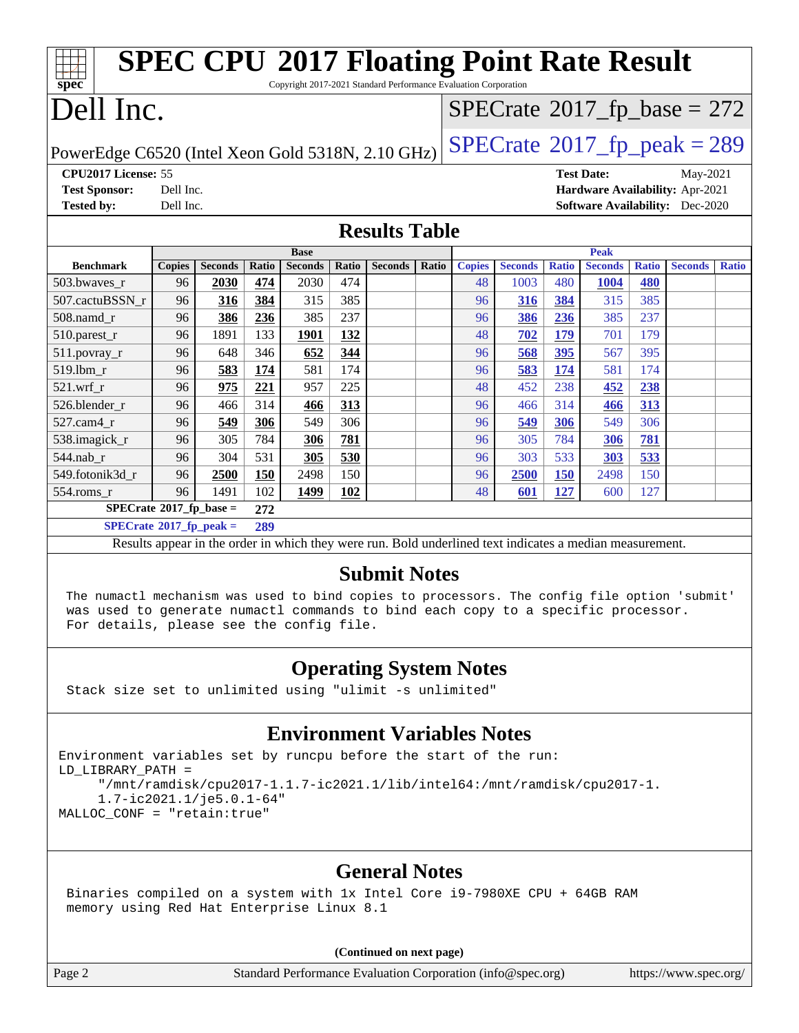# SPEC CPU 2017 Floating Point Rate Result

Copyright 2017-2021 Standard Performance Evaluation Corporation

# Dell Inc.

PowerEdge C6520 (Intel Xeon Gold 5318N, 2.10 GHz)

SPECrate 2017_fp_base = 272

SPECrate 2017_fp_peak = 289

**CPU2017 License:** 55
**Test Sponsor:** Dell Inc.
**Tested by:** Dell Inc.

**Test Date:** May-2021
**Hardware Availability:** Apr-2021
**Software Availability:** Dec-2020

## Results Table

| Benchmark | Base | | | | | | | Peak | | | | | | |
|---|---|---|---|---|---|---|---|---|---|---|---|---|---|---|
| | Copies | Seconds | Ratio | Seconds | Ratio | Seconds | Ratio | Copies | Seconds | Ratio | Seconds | Ratio | Seconds | Ratio |
| 503.bwaves_r | 96 | **2030** | **474** | 2030 | 474 | | | 48 | 1003 | 480 | **1004** | **480** | | |
| 507.cactuBSSN_r | 96 | **316** | **384** | 315 | 385 | | | 96 | **316** | **384** | 315 | 385 | | |
| 508.namd_r | 96 | **386** | **236** | 385 | 237 | | | 96 | **386** | **236** | 385 | 237 | | |
| 510.parest_r | 96 | 1891 | 133 | **1901** | **132** | | | 48 | **702** | **179** | 701 | 179 | | |
| 511.povray_r | 96 | 648 | 346 | **652** | **344** | | | 96 | **568** | **395** | 567 | 395 | | |
| 519.lbm_r | 96 | **583** | **174** | 581 | 174 | | | 96 | **583** | **174** | 581 | 174 | | |
| 521.wrf_r | 96 | **975** | **221** | 957 | 225 | | | 48 | 452 | 238 | **452** | **238** | | |
| 526.blender_r | 96 | 466 | 314 | **466** | **313** | | | 96 | 466 | 314 | **466** | **313** | | |
| 527.cam4_r | 96 | **549** | **306** | 549 | 306 | | | 96 | **549** | **306** | 549 | 306 | | |
| 538.imagick_r | 96 | 305 | 784 | **306** | **781** | | | 96 | 305 | 784 | **306** | **781** | | |
| 544.nab_r | 96 | 304 | 531 | **305** | **530** | | | 96 | 303 | 533 | **303** | **533** | | |
| 549.fotonik3d_r | 96 | **2500** | **150** | 2498 | 150 | | | 96 | **2500** | **150** | 2498 | 150 | | |
| 554.roms_r | 96 | 1491 | 102 | **1499** | **102** | | | 48 | **601** | **127** | 600 | 127 | | |

**SPECrate 2017_fp_base = 272**

**SPECrate 2017_fp_peak = 289**

Results appear in the order in which they were run. Bold underlined text indicates a median measurement.

## Submit Notes

```
The numactl mechanism was used to bind copies to processors. The config file option 'submit'
was used to generate numactl commands to bind each copy to a specific processor.
For details, please see the config file.
```

## Operating System Notes

```
Stack size set to unlimited using "ulimit -s unlimited"
```

## Environment Variables Notes

```
Environment variables set by runcpu before the start of the run:
LD_LIBRARY_PATH =
     "/mnt/ramdisk/cpu2017-1.1.7-ic2021.1/lib/intel64:/mnt/ramdisk/cpu2017-1.
     1.7-ic2021.1/je5.0.1-64"
MALLOC_CONF = "retain:true"
```

## General Notes

```
Binaries compiled on a system with 1x Intel Core i9-7980XE CPU + 64GB RAM
memory using Red Hat Enterprise Linux 8.1
```

**(Continued on next page)**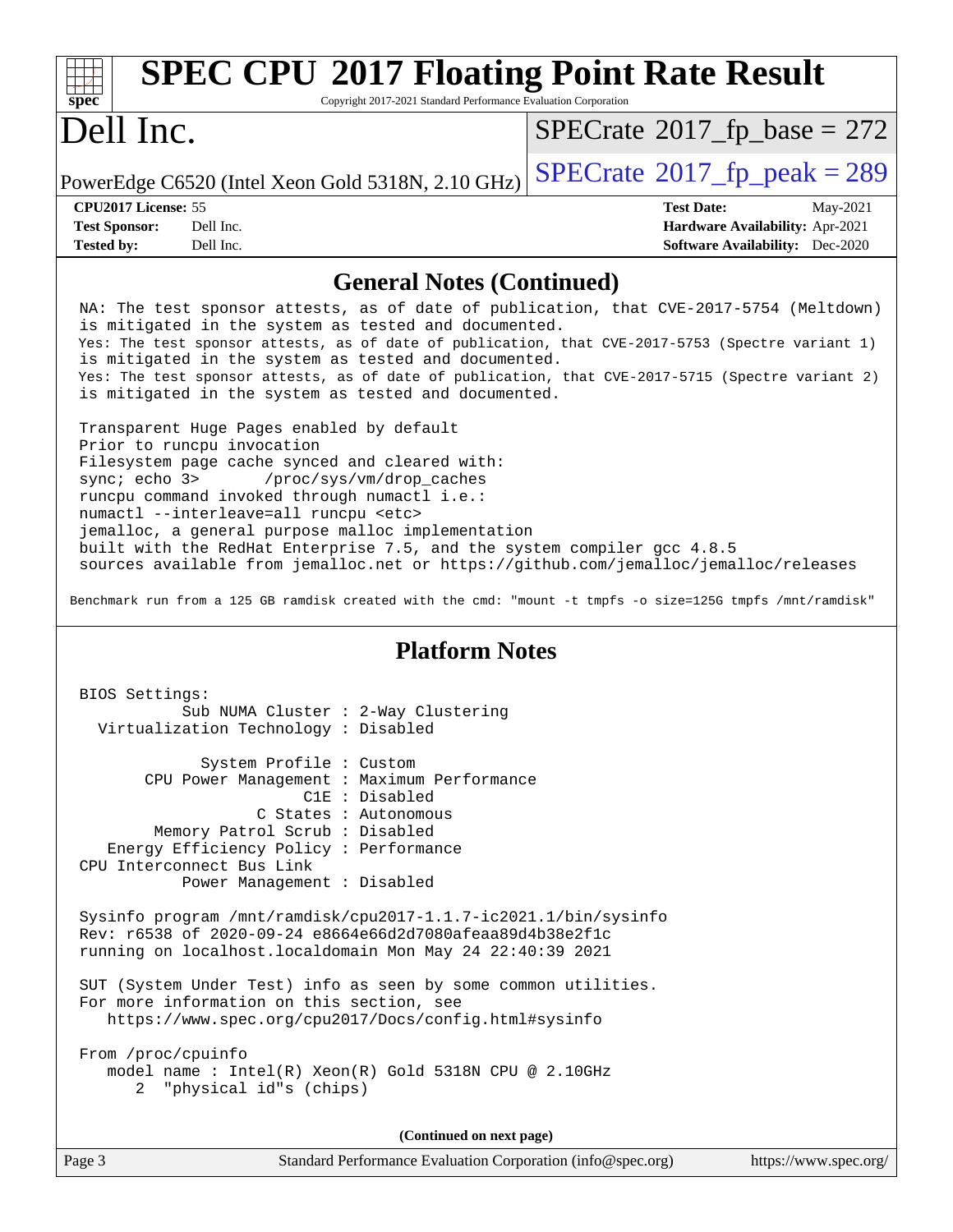# SPEC CPU 2017 Floating Point Rate Result

Copyright 2017-2021 Standard Performance Evaluation Corporation

# Dell Inc.

PowerEdge C6520 (Intel Xeon Gold 5318N, 2.10 GHz)

SPECrate 2017_fp_base = 272

SPECrate 2017_fp_peak = 289

**CPU2017 License:** 55
**Test Sponsor:** Dell Inc.
**Tested by:** Dell Inc.

**Test Date:** May-2021
**Hardware Availability:** Apr-2021
**Software Availability:** Dec-2020

## General Notes (Continued)

```
NA: The test sponsor attests, as of date of publication, that CVE-2017-5754 (Meltdown)
is mitigated in the system as tested and documented.
Yes: The test sponsor attests, as of date of publication, that CVE-2017-5753 (Spectre variant 1)
is mitigated in the system as tested and documented.
Yes: The test sponsor attests, as of date of publication, that CVE-2017-5715 (Spectre variant 2)
is mitigated in the system as tested and documented.

Transparent Huge Pages enabled by default
Prior to runcpu invocation
Filesystem page cache synced and cleared with:
sync; echo 3>       /proc/sys/vm/drop_caches
runcpu command invoked through numactl i.e.:
numactl --interleave=all runcpu <etc>
jemalloc, a general purpose malloc implementation
built with the RedHat Enterprise 7.5, and the system compiler gcc 4.8.5
sources available from jemalloc.net or https://github.com/jemalloc/jemalloc/releases

Benchmark run from a 125 GB ramdisk created with the cmd: "mount -t tmpfs -o size=125G tmpfs /mnt/ramdisk"
```

## Platform Notes

```
BIOS Settings:
          Sub NUMA Cluster : 2-Way Clustering
  Virtualization Technology : Disabled

            System Profile : Custom
      CPU Power Management : Maximum Performance
                       C1E : Disabled
                  C States : Autonomous
        Memory Patrol Scrub : Disabled
   Energy Efficiency Policy : Performance
CPU Interconnect Bus Link
          Power Management : Disabled

Sysinfo program /mnt/ramdisk/cpu2017-1.1.7-ic2021.1/bin/sysinfo
Rev: r6538 of 2020-09-24 e8664e66d2d7080afeaa89d4b38e2f1c
running on localhost.localdomain Mon May 24 22:40:39 2021

SUT (System Under Test) info as seen by some common utilities.
For more information on this section, see
   https://www.spec.org/cpu2017/Docs/config.html#sysinfo

From /proc/cpuinfo
   model name : Intel(R) Xeon(R) Gold 5318N CPU @ 2.10GHz
      2  "physical id"s (chips)
```

(Continued on next page)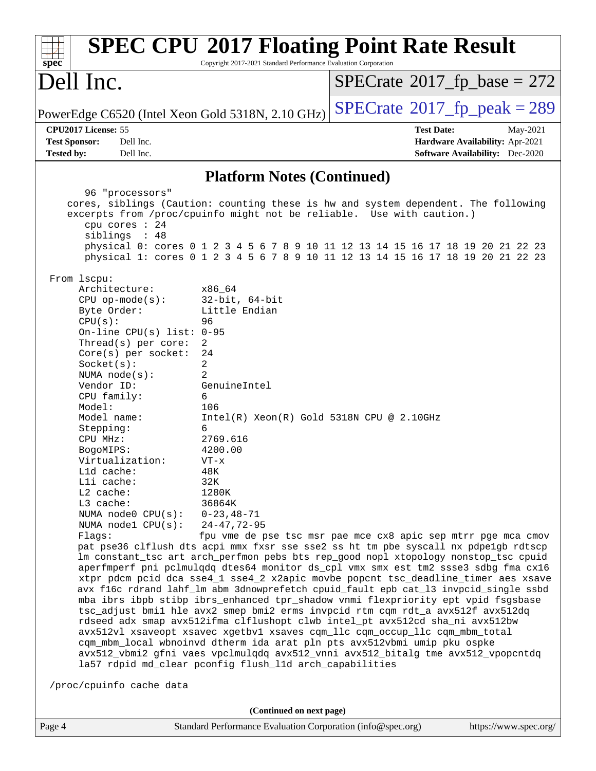## Platform Notes (Continued)

```
      96 "processors"
    cores, siblings (Caution: counting these is hw and system dependent. The following
    excerpts from /proc/cpuinfo might not be reliable.  Use with caution.)
      cpu cores : 24
      siblings  : 48
      physical 0: cores 0 1 2 3 4 5 6 7 8 9 10 11 12 13 14 15 16 17 18 19 20 21 22 23
      physical 1: cores 0 1 2 3 4 5 6 7 8 9 10 11 12 13 14 15 16 17 18 19 20 21 22 23

 From lscpu:
      Architecture:          x86_64
      CPU op-mode(s):        32-bit, 64-bit
      Byte Order:            Little Endian
      CPU(s):                96
      On-line CPU(s) list: 0-95
      Thread(s) per core:  2
      Core(s) per socket:  24
      Socket(s):             2
      NUMA node(s):          2
      Vendor ID:             GenuineIntel
      CPU family:            6
      Model:                 106
      Model name:            Intel(R) Xeon(R) Gold 5318N CPU @ 2.10GHz
      Stepping:              6
      CPU MHz:               2769.616
      BogoMIPS:              4200.00
      Virtualization:        VT-x
      L1d cache:             48K
      L1i cache:             32K
      L2 cache:              1280K
      L3 cache:              36864K
      NUMA node0 CPU(s):   0-23,48-71
      NUMA node1 CPU(s):   24-47,72-95
      Flags:                 fpu vme de pse tsc msr pae mce cx8 apic sep mtrr pge mca cmov
      pat pse36 clflush dts acpi mmx fxsr sse sse2 ss ht tm pbe syscall nx pdpe1gb rdtscp
      lm constant_tsc art arch_perfmon pebs bts rep_good nopl xtopology nonstop_tsc cpuid
      aperfmperf pni pclmulqdq dtes64 monitor ds_cpl vmx smx est tm2 ssse3 sdbg fma cx16
      xtpr pdcm pcid dca sse4_1 sse4_2 x2apic movbe popcnt tsc_deadline_timer aes xsave
      avx f16c rdrand lahf_lm abm 3dnowprefetch cpuid_fault epb cat_l3 invpcid_single ssbd
      mba ibrs ibpb stibp ibrs_enhanced tpr_shadow vnmi flexpriority ept vpid fsgsbase
      tsc_adjust bmi1 hle avx2 smep bmi2 erms invpcid rtm cqm rdt_a avx512f avx512dq
      rdseed adx smap avx512ifma clflushopt clwb intel_pt avx512cd sha_ni avx512bw
      avx512vl xsaveopt xsavec xgetbv1 xsaves cqm_llc cqm_occup_llc cqm_mbm_total
      cqm_mbm_local wbnoinvd dtherm ida arat pln pts avx512vbmi umip pku ospke
      avx512_vbmi2 gfni vaes vpclmulqdq avx512_vnni avx512_bitalg tme avx512_vpopcntdq
      la57 rdpid md_clear pconfig flush_l1d arch_capabilities

 /proc/cpuinfo cache data
```

(Continued on next page)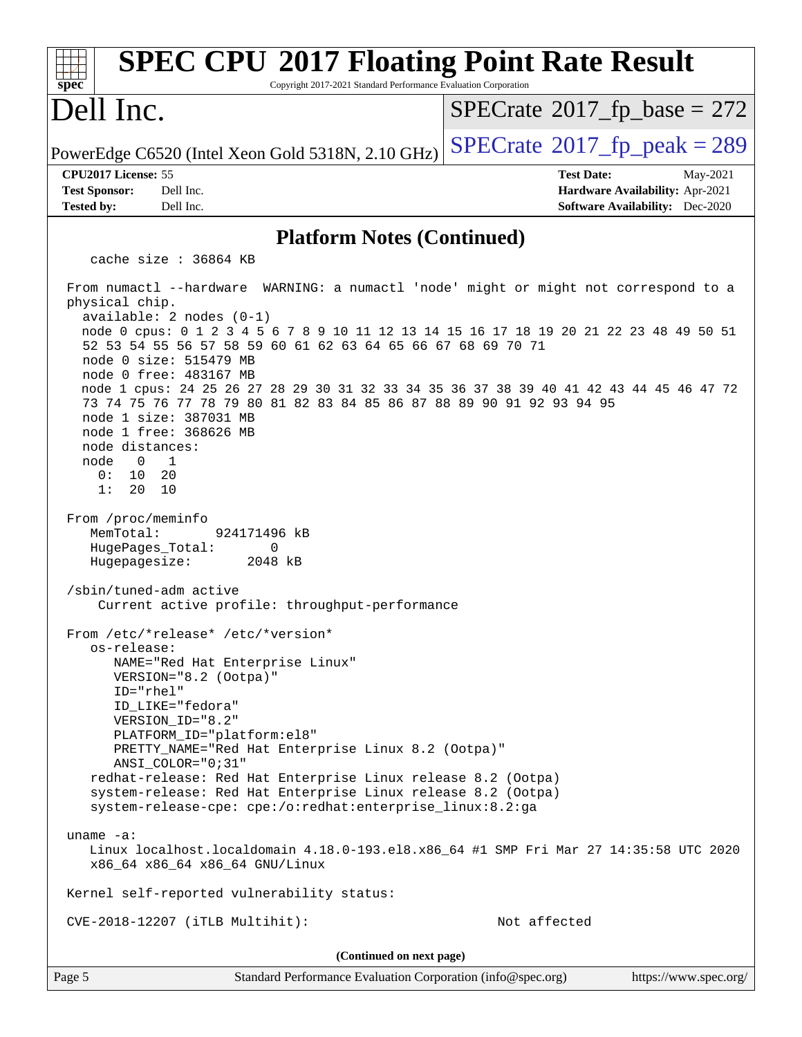## Platform Notes (Continued)

```
   cache size : 36864 KB

 From numactl --hardware  WARNING: a numactl 'node' might or might not correspond to a
 physical chip.
   available: 2 nodes (0-1)
   node 0 cpus: 0 1 2 3 4 5 6 7 8 9 10 11 12 13 14 15 16 17 18 19 20 21 22 23 48 49 50 51
   52 53 54 55 56 57 58 59 60 61 62 63 64 65 66 67 68 69 70 71
   node 0 size: 515479 MB
   node 0 free: 483167 MB
   node 1 cpus: 24 25 26 27 28 29 30 31 32 33 34 35 36 37 38 39 40 41 42 43 44 45 46 47 72
   73 74 75 76 77 78 79 80 81 82 83 84 85 86 87 88 89 90 91 92 93 94 95
   node 1 size: 387031 MB
   node 1 free: 368626 MB
   node distances:
   node   0   1
     0:  10  20
     1:  20  10

 From /proc/meminfo
    MemTotal:       924171496 kB
    HugePages_Total:       0
    Hugepagesize:       2048 kB

 /sbin/tuned-adm active
     Current active profile: throughput-performance

 From /etc/*release* /etc/*version*
    os-release:
       NAME="Red Hat Enterprise Linux"
       VERSION="8.2 (Ootpa)"
       ID="rhel"
       ID_LIKE="fedora"
       VERSION_ID="8.2"
       PLATFORM_ID="platform:el8"
       PRETTY_NAME="Red Hat Enterprise Linux 8.2 (Ootpa)"
       ANSI_COLOR="0;31"
    redhat-release: Red Hat Enterprise Linux release 8.2 (Ootpa)
    system-release: Red Hat Enterprise Linux release 8.2 (Ootpa)
    system-release-cpe: cpe:/o:redhat:enterprise_linux:8.2:ga

 uname -a:
    Linux localhost.localdomain 4.18.0-193.el8.x86_64 #1 SMP Fri Mar 27 14:35:58 UTC 2020
    x86_64 x86_64 x86_64 GNU/Linux

 Kernel self-reported vulnerability status:

 CVE-2018-12207 (iTLB Multihit):                            Not affected
```

(Continued on next page)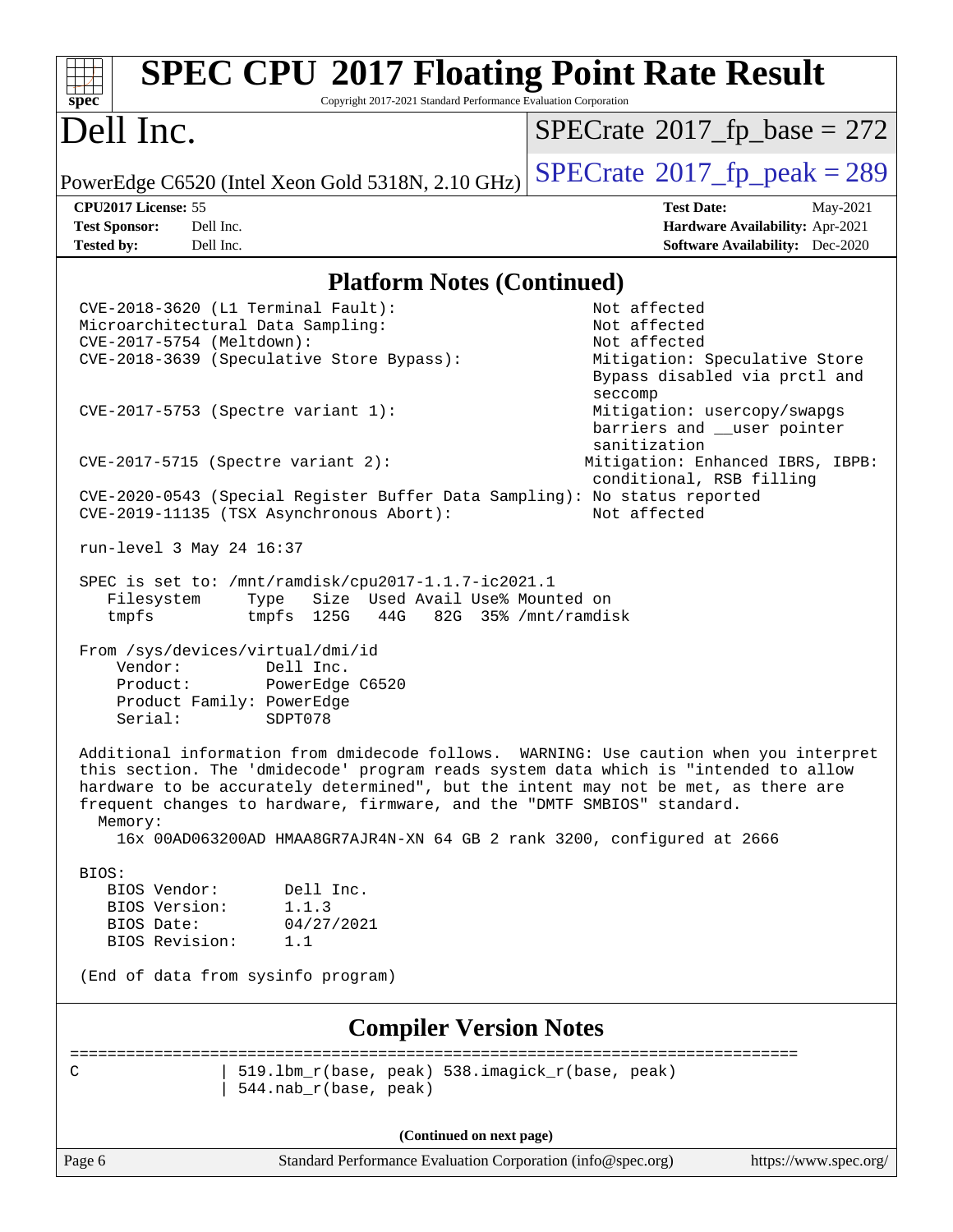# SPEC CPU 2017 Floating Point Rate Result

Copyright 2017-2021 Standard Performance Evaluation Corporation

## Dell Inc.

PowerEdge C6520 (Intel Xeon Gold 5318N, 2.10 GHz)

SPECrate 2017_fp_base = 272

SPECrate 2017_fp_peak = 289

| | | | |
|---|---|---|---|
| **CPU2017 License:** | 55 | **Test Date:** | May-2021 |
| **Test Sponsor:** | Dell Inc. | **Hardware Availability:** | Apr-2021 |
| **Tested by:** | Dell Inc. | **Software Availability:** | Dec-2020 |

## Platform Notes (Continued)

```
CVE-2018-3620 (L1 Terminal Fault):                          Not affected
Microarchitectural Data Sampling:                           Not affected
CVE-2017-5754 (Meltdown):                                   Not affected
CVE-2018-3639 (Speculative Store Bypass):                   Mitigation: Speculative Store
                                                            Bypass disabled via prctl and
                                                            seccomp
CVE-2017-5753 (Spectre variant 1):                          Mitigation: usercopy/swapgs
                                                            barriers and __user pointer
                                                            sanitization
CVE-2017-5715 (Spectre variant 2):                          Mitigation: Enhanced IBRS, IBPB:
                                                            conditional, RSB filling
CVE-2020-0543 (Special Register Buffer Data Sampling): No status reported
CVE-2019-11135 (TSX Asynchronous Abort):                    Not affected

run-level 3 May 24 16:37

SPEC is set to: /mnt/ramdisk/cpu2017-1.1.7-ic2021.1
   Filesystem     Type   Size  Used Avail Use% Mounted on
   tmpfs          tmpfs  125G   44G   82G  35% /mnt/ramdisk

From /sys/devices/virtual/dmi/id
    Vendor:         Dell Inc.
    Product:        PowerEdge C6520
    Product Family: PowerEdge
    Serial:         SDPT078

Additional information from dmidecode follows.  WARNING: Use caution when you interpret
this section. The 'dmidecode' program reads system data which is "intended to allow
hardware to be accurately determined", but the intent may not be met, as there are
frequent changes to hardware, firmware, and the "DMTF SMBIOS" standard.
  Memory:
    16x 00AD063200AD HMAA8GR7AJR4N-XN 64 GB 2 rank 3200, configured at 2666

BIOS:
   BIOS Vendor:       Dell Inc.
   BIOS Version:      1.1.3
   BIOS Date:         04/27/2021
   BIOS Revision:     1.1

(End of data from sysinfo program)
```

## Compiler Version Notes

```
==============================================================================
C               | 519.lbm_r(base, peak) 538.imagick_r(base, peak)
                | 544.nab_r(base, peak)
```

(Continued on next page)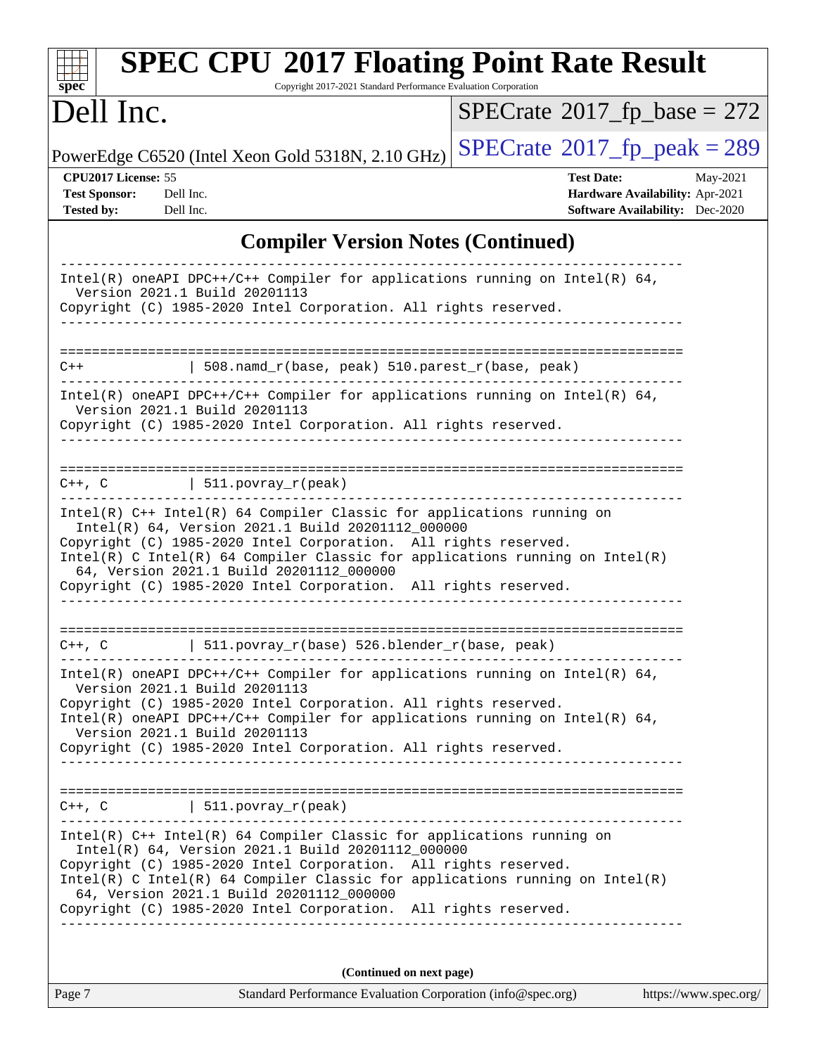## Compiler Version Notes (Continued)

```
------------------------------------------------------------------------------
Intel(R) oneAPI DPC++/C++ Compiler for applications running on Intel(R) 64,
  Version 2021.1 Build 20201113
Copyright (C) 1985-2020 Intel Corporation. All rights reserved.
------------------------------------------------------------------------------

==============================================================================
C++             | 508.namd_r(base, peak) 510.parest_r(base, peak)
------------------------------------------------------------------------------
Intel(R) oneAPI DPC++/C++ Compiler for applications running on Intel(R) 64,
  Version 2021.1 Build 20201113
Copyright (C) 1985-2020 Intel Corporation. All rights reserved.
------------------------------------------------------------------------------

==============================================================================
C++, C          | 511.povray_r(peak)
------------------------------------------------------------------------------
Intel(R) C++ Intel(R) 64 Compiler Classic for applications running on
  Intel(R) 64, Version 2021.1 Build 20201112_000000
Copyright (C) 1985-2020 Intel Corporation.  All rights reserved.
Intel(R) C Intel(R) 64 Compiler Classic for applications running on Intel(R)
  64, Version 2021.1 Build 20201112_000000
Copyright (C) 1985-2020 Intel Corporation.  All rights reserved.
------------------------------------------------------------------------------

==============================================================================
C++, C          | 511.povray_r(base) 526.blender_r(base, peak)
------------------------------------------------------------------------------
Intel(R) oneAPI DPC++/C++ Compiler for applications running on Intel(R) 64,
  Version 2021.1 Build 20201113
Copyright (C) 1985-2020 Intel Corporation. All rights reserved.
Intel(R) oneAPI DPC++/C++ Compiler for applications running on Intel(R) 64,
  Version 2021.1 Build 20201113
Copyright (C) 1985-2020 Intel Corporation. All rights reserved.
------------------------------------------------------------------------------

==============================================================================
C++, C          | 511.povray_r(peak)
------------------------------------------------------------------------------
Intel(R) C++ Intel(R) 64 Compiler Classic for applications running on
  Intel(R) 64, Version 2021.1 Build 20201112_000000
Copyright (C) 1985-2020 Intel Corporation.  All rights reserved.
Intel(R) C Intel(R) 64 Compiler Classic for applications running on Intel(R)
  64, Version 2021.1 Build 20201112_000000
Copyright (C) 1985-2020 Intel Corporation.  All rights reserved.
------------------------------------------------------------------------------
```

**(Continued on next page)**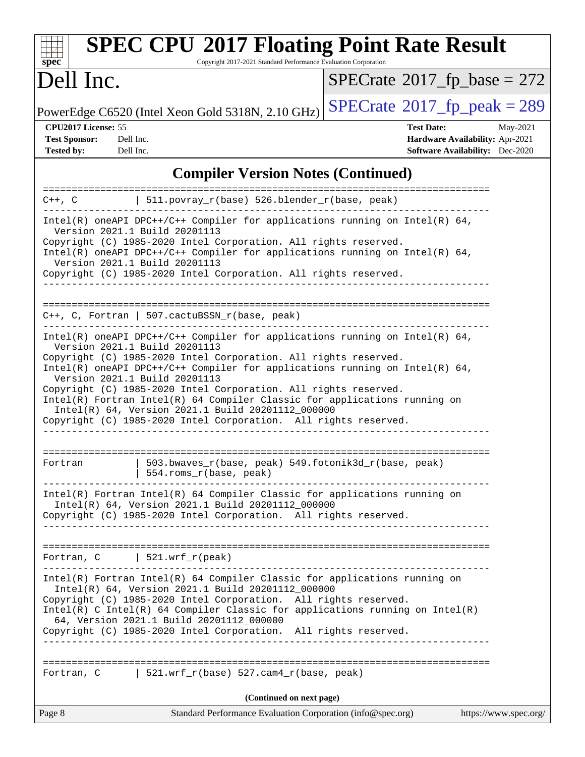# SPEC CPU 2017 Floating Point Rate Result

Copyright 2017-2021 Standard Performance Evaluation Corporation

## Dell Inc.

PowerEdge C6520 (Intel Xeon Gold 5318N, 2.10 GHz)

SPECrate 2017_fp_base = 272

SPECrate 2017_fp_peak = 289

**CPU2017 License:** 55
**Test Sponsor:** Dell Inc.
**Tested by:** Dell Inc.

**Test Date:** May-2021
**Hardware Availability:** Apr-2021
**Software Availability:** Dec-2020

## Compiler Version Notes (Continued)

```
==============================================================================
C++, C          | 511.povray_r(base) 526.blender_r(base, peak)
------------------------------------------------------------------------------
Intel(R) oneAPI DPC++/C++ Compiler for applications running on Intel(R) 64,
  Version 2021.1 Build 20201113
Copyright (C) 1985-2020 Intel Corporation. All rights reserved.
Intel(R) oneAPI DPC++/C++ Compiler for applications running on Intel(R) 64,
  Version 2021.1 Build 20201113
Copyright (C) 1985-2020 Intel Corporation. All rights reserved.
------------------------------------------------------------------------------

==============================================================================
C++, C, Fortran | 507.cactuBSSN_r(base, peak)
------------------------------------------------------------------------------
Intel(R) oneAPI DPC++/C++ Compiler for applications running on Intel(R) 64,
  Version 2021.1 Build 20201113
Copyright (C) 1985-2020 Intel Corporation. All rights reserved.
Intel(R) oneAPI DPC++/C++ Compiler for applications running on Intel(R) 64,
  Version 2021.1 Build 20201113
Copyright (C) 1985-2020 Intel Corporation. All rights reserved.
Intel(R) Fortran Intel(R) 64 Compiler Classic for applications running on
  Intel(R) 64, Version 2021.1 Build 20201112_000000
Copyright (C) 1985-2020 Intel Corporation.  All rights reserved.
------------------------------------------------------------------------------

==============================================================================
Fortran         | 503.bwaves_r(base, peak) 549.fotonik3d_r(base, peak)
                | 554.roms_r(base, peak)
------------------------------------------------------------------------------
Intel(R) Fortran Intel(R) 64 Compiler Classic for applications running on
  Intel(R) 64, Version 2021.1 Build 20201112_000000
Copyright (C) 1985-2020 Intel Corporation.  All rights reserved.
------------------------------------------------------------------------------

==============================================================================
Fortran, C      | 521.wrf_r(peak)
------------------------------------------------------------------------------
Intel(R) Fortran Intel(R) 64 Compiler Classic for applications running on
  Intel(R) 64, Version 2021.1 Build 20201112_000000
Copyright (C) 1985-2020 Intel Corporation.  All rights reserved.
Intel(R) C Intel(R) 64 Compiler Classic for applications running on Intel(R)
  64, Version 2021.1 Build 20201112_000000
Copyright (C) 1985-2020 Intel Corporation.  All rights reserved.
------------------------------------------------------------------------------

==============================================================================
Fortran, C      | 521.wrf_r(base) 527.cam4_r(base, peak)
```

(Continued on next page)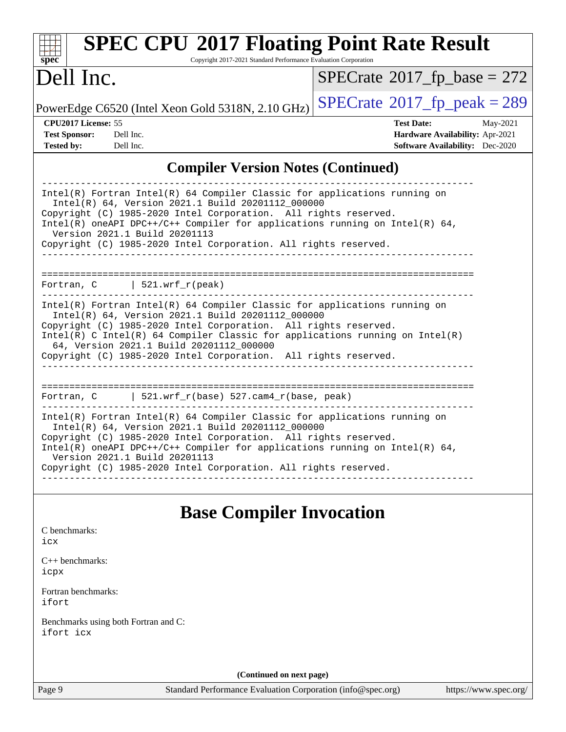## Compiler Version Notes (Continued)

```
------------------------------------------------------------------------------
Intel(R) Fortran Intel(R) 64 Compiler Classic for applications running on
  Intel(R) 64, Version 2021.1 Build 20201112_000000
Copyright (C) 1985-2020 Intel Corporation.  All rights reserved.
Intel(R) oneAPI DPC++/C++ Compiler for applications running on Intel(R) 64,
  Version 2021.1 Build 20201113
Copyright (C) 1985-2020 Intel Corporation. All rights reserved.
------------------------------------------------------------------------------

==============================================================================
Fortran, C      | 521.wrf_r(peak)
------------------------------------------------------------------------------
Intel(R) Fortran Intel(R) 64 Compiler Classic for applications running on
  Intel(R) 64, Version 2021.1 Build 20201112_000000
Copyright (C) 1985-2020 Intel Corporation.  All rights reserved.
Intel(R) C Intel(R) 64 Compiler Classic for applications running on Intel(R)
  64, Version 2021.1 Build 20201112_000000
Copyright (C) 1985-2020 Intel Corporation.  All rights reserved.
------------------------------------------------------------------------------

==============================================================================
Fortran, C      | 521.wrf_r(base) 527.cam4_r(base, peak)
------------------------------------------------------------------------------
Intel(R) Fortran Intel(R) 64 Compiler Classic for applications running on
  Intel(R) 64, Version 2021.1 Build 20201112_000000
Copyright (C) 1985-2020 Intel Corporation.  All rights reserved.
Intel(R) oneAPI DPC++/C++ Compiler for applications running on Intel(R) 64,
  Version 2021.1 Build 20201113
Copyright (C) 1985-2020 Intel Corporation. All rights reserved.
------------------------------------------------------------------------------
```

## Base Compiler Invocation

C benchmarks:
icx

C++ benchmarks:
icpx

Fortran benchmarks:
ifort

Benchmarks using both Fortran and C:
ifort icx

(Continued on next page)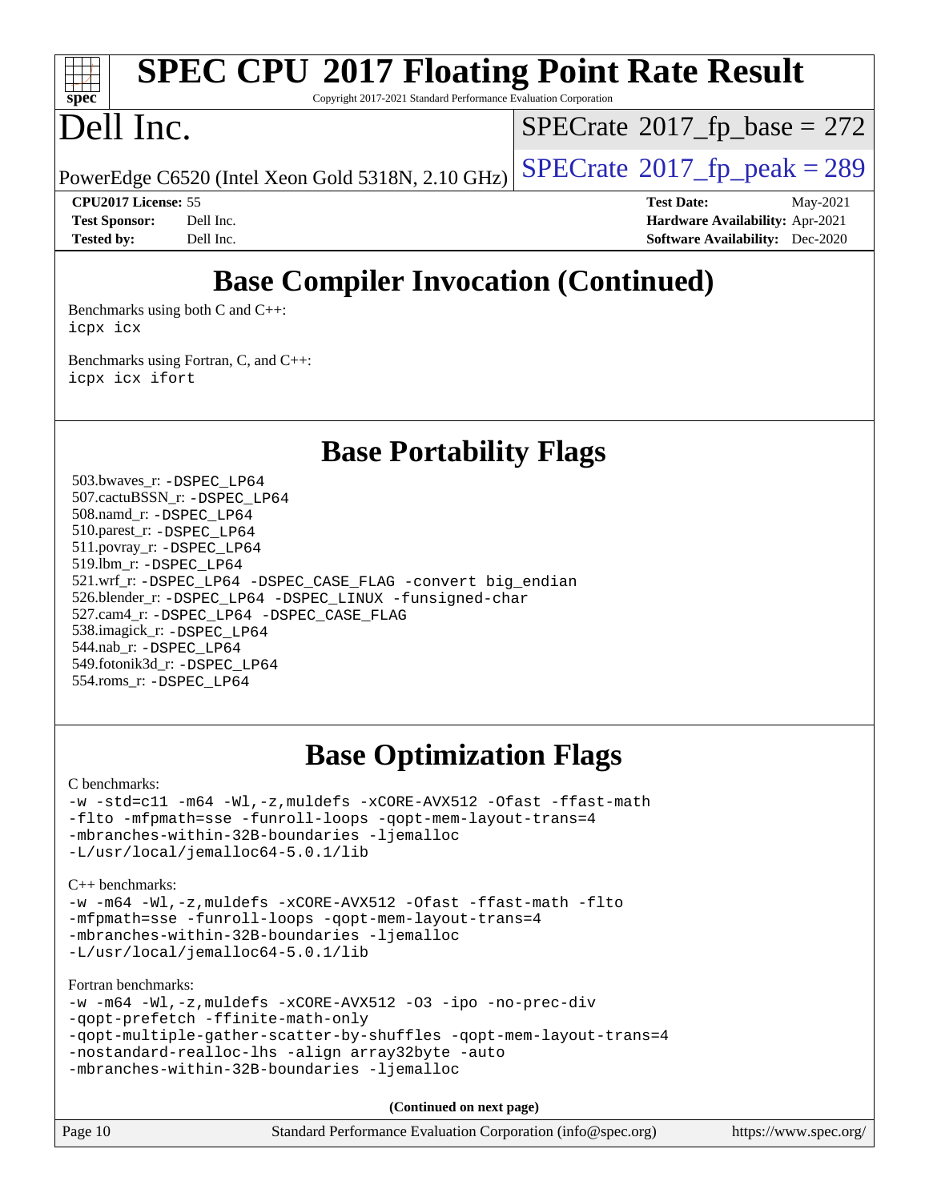# Base Compiler Invocation (Continued)

Benchmarks using both C and C++:
`icpx icx`

Benchmarks using Fortran, C, and C++:
`icpx icx ifort`

# Base Portability Flags

503.bwaves_r: `-DSPEC_LP64`
507.cactuBSSN_r: `-DSPEC_LP64`
508.namd_r: `-DSPEC_LP64`
510.parest_r: `-DSPEC_LP64`
511.povray_r: `-DSPEC_LP64`
519.lbm_r: `-DSPEC_LP64`
521.wrf_r: `-DSPEC_LP64 -DSPEC_CASE_FLAG -convert big_endian`
526.blender_r: `-DSPEC_LP64 -DSPEC_LINUX -funsigned-char`
527.cam4_r: `-DSPEC_LP64 -DSPEC_CASE_FLAG`
538.imagick_r: `-DSPEC_LP64`
544.nab_r: `-DSPEC_LP64`
549.fotonik3d_r: `-DSPEC_LP64`
554.roms_r: `-DSPEC_LP64`

# Base Optimization Flags

C benchmarks:

```
-w -std=c11 -m64 -Wl,-z,muldefs -xCORE-AVX512 -Ofast -ffast-math
-flto -mfpmath=sse -funroll-loops -qopt-mem-layout-trans=4
-mbranches-within-32B-boundaries -ljemalloc
-L/usr/local/jemalloc64-5.0.1/lib
```

C++ benchmarks:

```
-w -m64 -Wl,-z,muldefs -xCORE-AVX512 -Ofast -ffast-math -flto
-mfpmath=sse -funroll-loops -qopt-mem-layout-trans=4
-mbranches-within-32B-boundaries -ljemalloc
-L/usr/local/jemalloc64-5.0.1/lib
```

Fortran benchmarks:

```
-w -m64 -Wl,-z,muldefs -xCORE-AVX512 -O3 -ipo -no-prec-div
-qopt-prefetch -ffinite-math-only
-qopt-multiple-gather-scatter-by-shuffles -qopt-mem-layout-trans=4
-nostandard-realloc-lhs -align array32byte -auto
-mbranches-within-32B-boundaries -ljemalloc
```

**(Continued on next page)**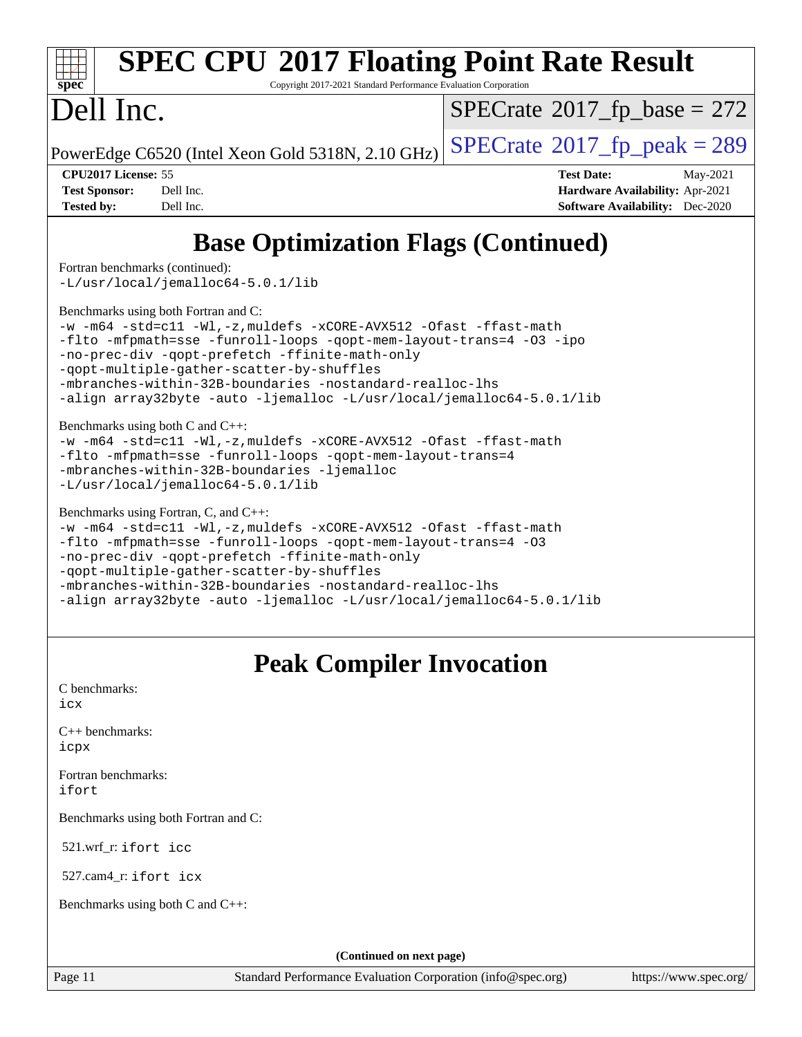# Base Optimization Flags (Continued)

Fortran benchmarks (continued):
```
-L/usr/local/jemalloc64-5.0.1/lib
```

Benchmarks using both Fortran and C:
```
-w -m64 -std=c11 -Wl,-z,muldefs -xCORE-AVX512 -Ofast -ffast-math
-flto -mfpmath=sse -funroll-loops -qopt-mem-layout-trans=4 -O3 -ipo
-no-prec-div -qopt-prefetch -ffinite-math-only
-qopt-multiple-gather-scatter-by-shuffles
-mbranches-within-32B-boundaries -nostandard-realloc-lhs
-align array32byte -auto -ljemalloc -L/usr/local/jemalloc64-5.0.1/lib
```

Benchmarks using both C and C++:
```
-w -m64 -std=c11 -Wl,-z,muldefs -xCORE-AVX512 -Ofast -ffast-math
-flto -mfpmath=sse -funroll-loops -qopt-mem-layout-trans=4
-mbranches-within-32B-boundaries -ljemalloc
-L/usr/local/jemalloc64-5.0.1/lib
```

Benchmarks using Fortran, C, and C++:
```
-w -m64 -std=c11 -Wl,-z,muldefs -xCORE-AVX512 -Ofast -ffast-math
-flto -mfpmath=sse -funroll-loops -qopt-mem-layout-trans=4 -O3
-no-prec-div -qopt-prefetch -ffinite-math-only
-qopt-multiple-gather-scatter-by-shuffles
-mbranches-within-32B-boundaries -nostandard-realloc-lhs
-align array32byte -auto -ljemalloc -L/usr/local/jemalloc64-5.0.1/lib
```

# Peak Compiler Invocation

C benchmarks:
```
icx
```

C++ benchmarks:
```
icpx
```

Fortran benchmarks:
```
ifort
```

Benchmarks using both Fortran and C:

521.wrf_r: `ifort icc`

527.cam4_r: `ifort icx`

Benchmarks using both C and C++:

(Continued on next page)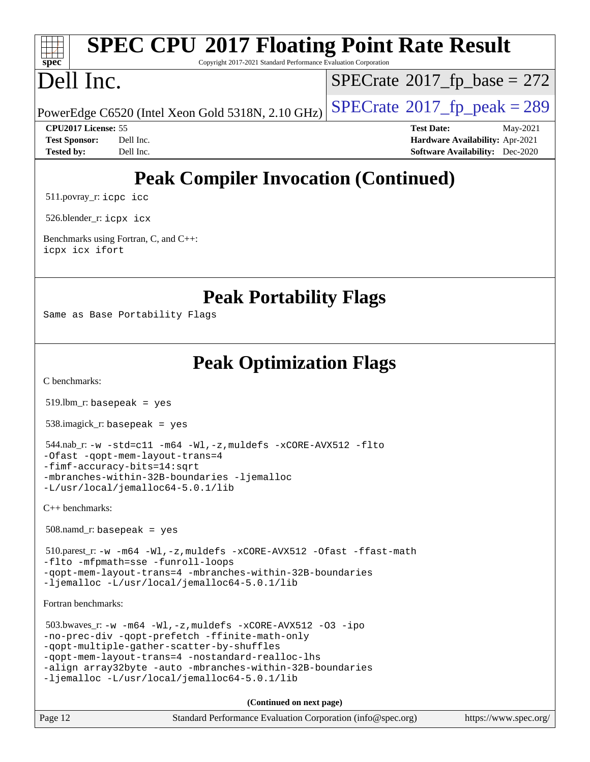# SPEC CPU 2017 Floating Point Rate Result

Copyright 2017-2021 Standard Performance Evaluation Corporation

# Dell Inc.

PowerEdge C6520 (Intel Xeon Gold 5318N, 2.10 GHz)

SPECrate 2017_fp_base = 272

SPECrate 2017_fp_peak = 289

**CPU2017 License:** 55
**Test Sponsor:** Dell Inc.
**Tested by:** Dell Inc.

**Test Date:** May-2021
**Hardware Availability:** Apr-2021
**Software Availability:** Dec-2020

## Peak Compiler Invocation (Continued)

511.povray_r: `icpc icc`

526.blender_r: `icpx icx`

Benchmarks using Fortran, C, and C++:
`icpx icx ifort`

## Peak Portability Flags

Same as Base Portability Flags

## Peak Optimization Flags

C benchmarks:

519.lbm_r: `basepeak = yes`

538.imagick_r: `basepeak = yes`

544.nab_r:
```
-w -std=c11 -m64 -Wl,-z,muldefs -xCORE-AVX512 -flto
-Ofast -qopt-mem-layout-trans=4
-fimf-accuracy-bits=14:sqrt
-mbranches-within-32B-boundaries -ljemalloc
-L/usr/local/jemalloc64-5.0.1/lib
```

C++ benchmarks:

508.namd_r: `basepeak = yes`

510.parest_r:
```
-w -m64 -Wl,-z,muldefs -xCORE-AVX512 -Ofast -ffast-math
-flto -mfpmath=sse -funroll-loops
-qopt-mem-layout-trans=4 -mbranches-within-32B-boundaries
-ljemalloc -L/usr/local/jemalloc64-5.0.1/lib
```

Fortran benchmarks:

503.bwaves_r:
```
-w -m64 -Wl,-z,muldefs -xCORE-AVX512 -O3 -ipo
-no-prec-div -qopt-prefetch -ffinite-math-only
-qopt-multiple-gather-scatter-by-shuffles
-qopt-mem-layout-trans=4 -nostandard-realloc-lhs
-align array32byte -auto -mbranches-within-32B-boundaries
-ljemalloc -L/usr/local/jemalloc64-5.0.1/lib
```

**(Continued on next page)**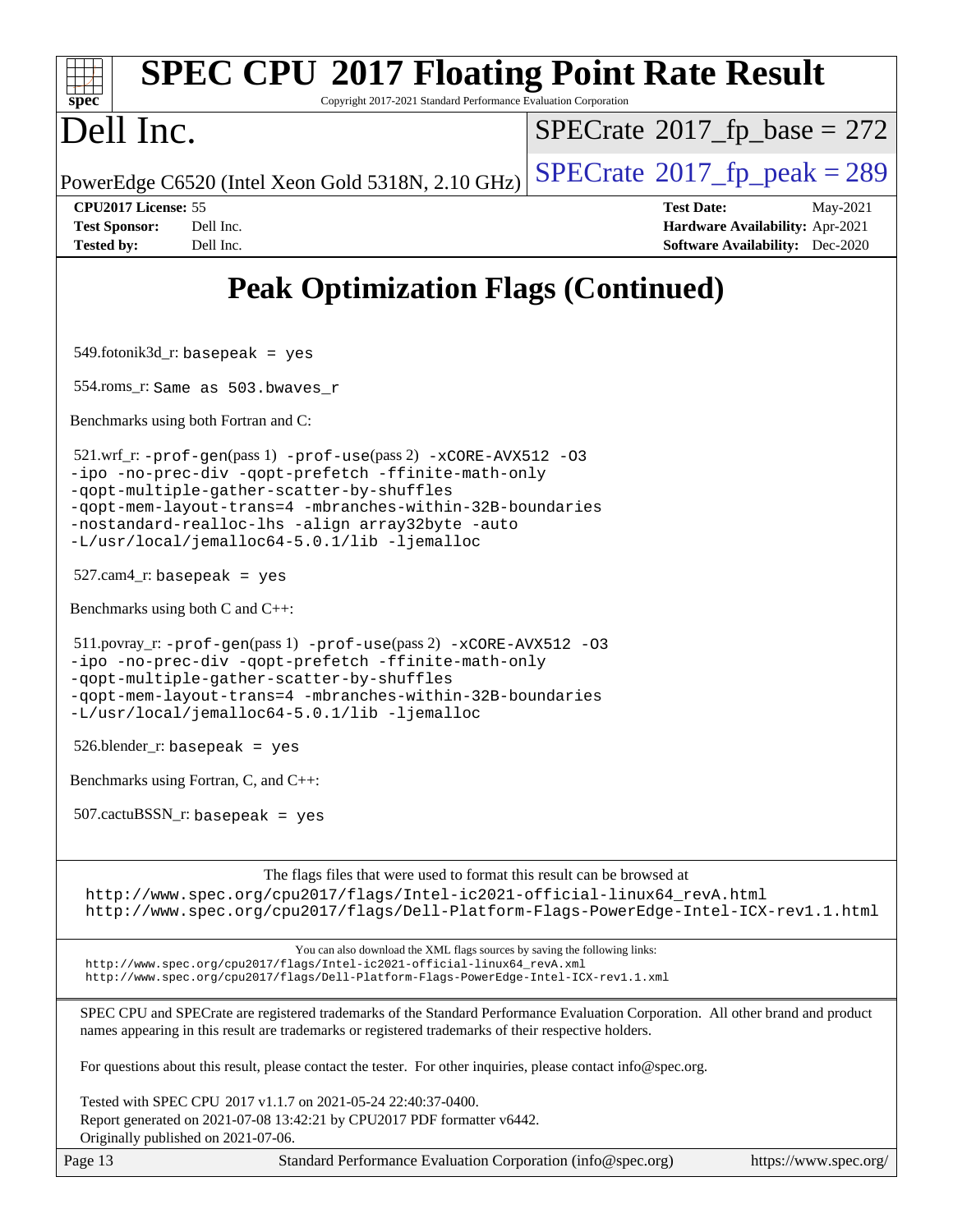# Peak Optimization Flags (Continued)

549.fotonik3d_r: `basepeak = yes`

554.roms_r: `Same as 503.bwaves_r`

Benchmarks using both Fortran and C:

521.wrf_r: `-prof-gen`(pass 1) `-prof-use`(pass 2) `-xCORE-AVX512 -O3 -ipo -no-prec-div -qopt-prefetch -ffinite-math-only -qopt-multiple-gather-scatter-by-shuffles -qopt-mem-layout-trans=4 -mbranches-within-32B-boundaries -nostandard-realloc-lhs -align array32byte -auto -L/usr/local/jemalloc64-5.0.1/lib -ljemalloc`

527.cam4_r: `basepeak = yes`

Benchmarks using both C and C++:

511.povray_r: `-prof-gen`(pass 1) `-prof-use`(pass 2) `-xCORE-AVX512 -O3 -ipo -no-prec-div -qopt-prefetch -ffinite-math-only -qopt-multiple-gather-scatter-by-shuffles -qopt-mem-layout-trans=4 -mbranches-within-32B-boundaries -L/usr/local/jemalloc64-5.0.1/lib -ljemalloc`

526.blender_r: `basepeak = yes`

Benchmarks using Fortran, C, and C++:

507.cactuBSSN_r: `basepeak = yes`

The flags files that were used to format this result can be browsed at
http://www.spec.org/cpu2017/flags/Intel-ic2021-official-linux64_revA.html
http://www.spec.org/cpu2017/flags/Dell-Platform-Flags-PowerEdge-Intel-ICX-rev1.1.html

You can also download the XML flags sources by saving the following links:
http://www.spec.org/cpu2017/flags/Intel-ic2021-official-linux64_revA.xml
http://www.spec.org/cpu2017/flags/Dell-Platform-Flags-PowerEdge-Intel-ICX-rev1.1.xml

SPEC CPU and SPECrate are registered trademarks of the Standard Performance Evaluation Corporation. All other brand and product names appearing in this result are trademarks or registered trademarks of their respective holders.

For questions about this result, please contact the tester. For other inquiries, please contact info@spec.org.

Tested with SPEC CPU 2017 v1.1.7 on 2021-05-24 22:40:37-0400.
Report generated on 2021-07-08 13:42:21 by CPU2017 PDF formatter v6442.
Originally published on 2021-07-06.